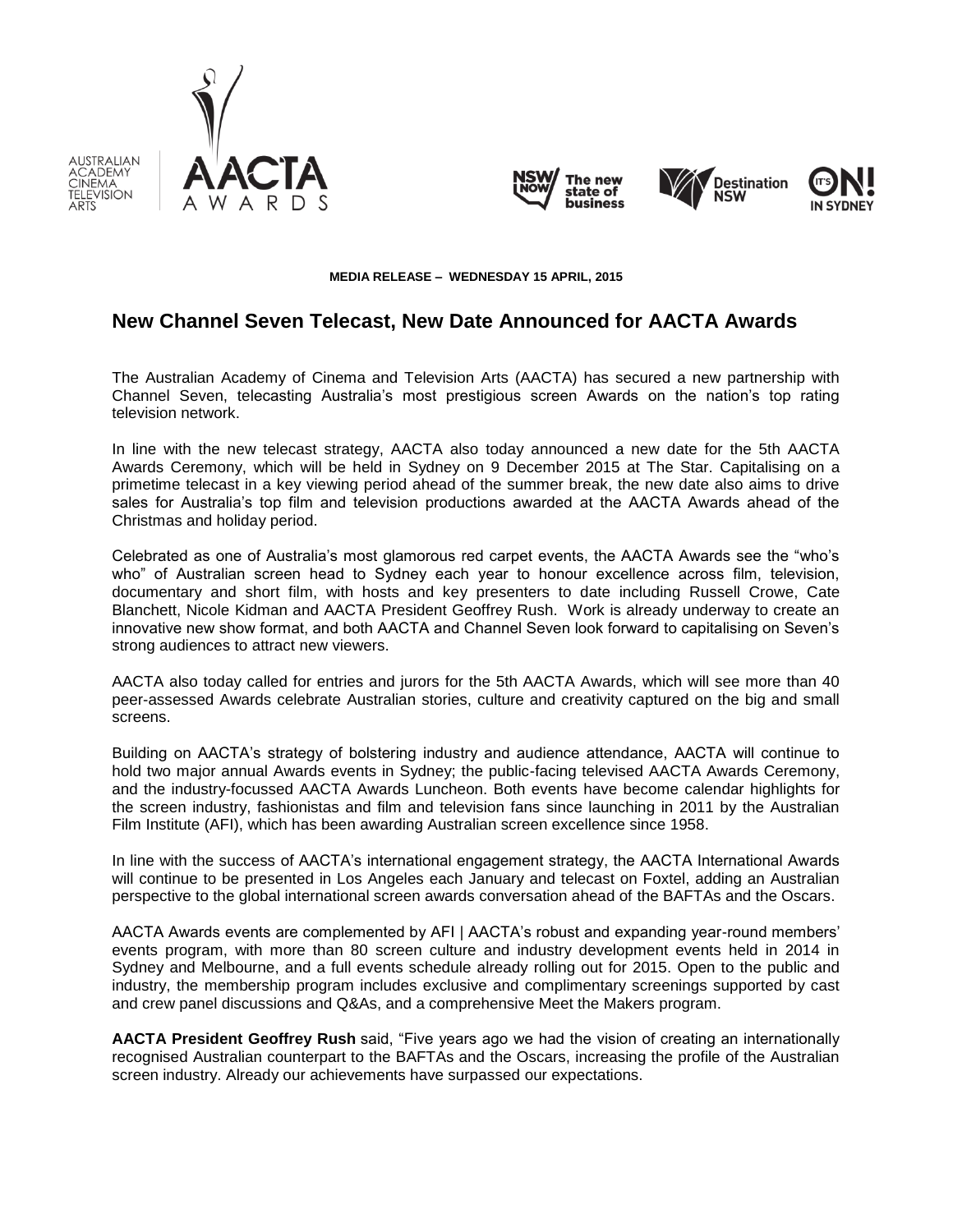**MEDIA RELEASE – WEDNESDAY 15 APRIL, 2015**

# New Channel Seven Telecast, New Date Announced for AACTA Awards

The Australian Academy of Cinema and Television Arts (AACTA) has secured a new partnership with Channel Seven, telecasting Australia's most prestigious screen Awards on the nation's top rating television network.

In line with the new telecast strategy, AACTA also today announced a new date for the 5th AACTA Awards Ceremony, which will be held in Sydney on 9 December 2015 at The Star. Capitalising on a primetime telecast in a key viewing period ahead of the summer break, the new date also aims to drive sales for Australia's top film and television productions awarded at the AACTA Awards ahead of the Christmas and holiday period.

Celebrated as one of Australia's most glamorous red carpet events, the AACTA Awards see the "who's who" of Australian screen head to Sydney each year to honour excellence across film, television, documentary and short film, with hosts and key presenters to date including Russell Crowe, Cate Blanchett, Nicole Kidman and AACTA President Geoffrey Rush. Work is already underway to create an innovative new show format, and both AACTA and Channel Seven look forward to capitalising on Seven's strong audiences to attract new viewers.

AACTA also today called for entries and jurors for the 5th AACTA Awards, which will see more than 40 peer-assessed Awards celebrate Australian stories, culture and creativity captured on the big and small screens.

Building on AACTA's strategy of bolstering industry and audience attendance, AACTA will continue to hold two major annual Awards events in Sydney; the public-facing televised AACTA Awards Ceremony, and the industry-focussed AACTA Awards Luncheon. Both events have become calendar highlights for the screen industry, fashionistas and film and television fans since launching in 2011 by the Australian Film Institute (AFI), which has been awarding Australian screen excellence since 1958.

In line with the success of AACTA's international engagement strategy, the AACTA International Awards will continue to be presented in Los Angeles each January and telecast on Foxtel, adding an Australian perspective to the global international screen awards conversation ahead of the BAFTAs and the Oscars.

AACTA Awards events are complemented by AFI | AACTA's robust and expanding year-round members' events program, with more than 80 screen culture and industry development events held in 2014 in Sydney and Melbourne, and a full events schedule already rolling out for 2015. Open to the public and industry, the membership program includes exclusive and complimentary screenings supported by cast and crew panel discussions and Q&As, and a comprehensive Meet the Makers program.

**AACTA President Geoffrey Rush** said, "Five years ago we had the vision of creating an internationally recognised Australian counterpart to the BAFTAs and the Oscars, increasing the profile of the Australian screen industry. Already our achievements have surpassed our expectations.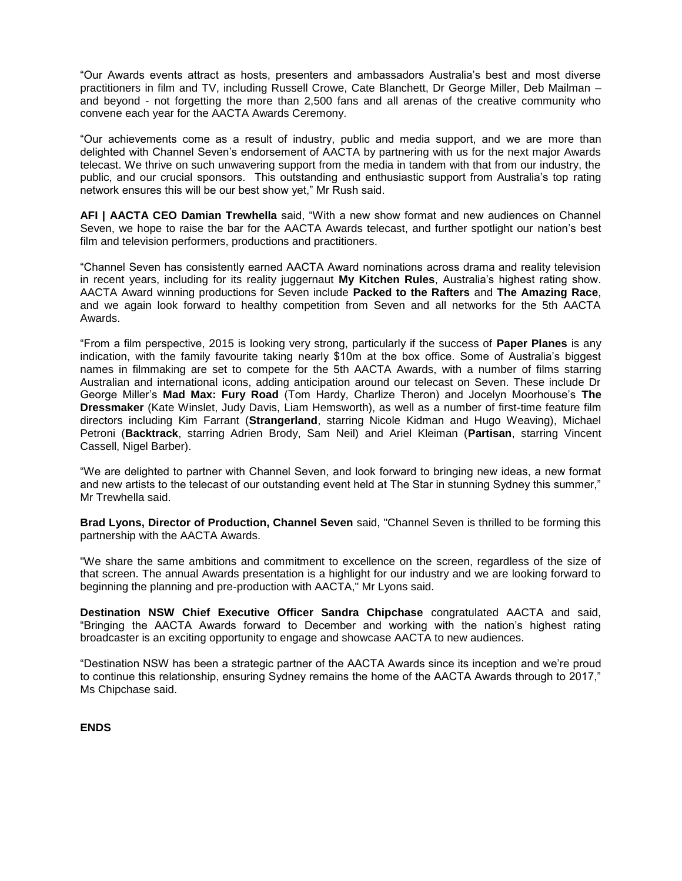“Our Awards events attract as hosts, presenters and ambassadors Australia’s best and most diverse practitioners in film and TV, including Russell Crowe, Cate Blanchett, Dr George Miller, Deb Mailman – and beyond - not forgetting the more than 2,500 fans and all arenas of the creative community who convene each year for the AACTA Awards Ceremony.

“Our achievements come as a result of industry, public and media support, and we are more than delighted with Channel Seven’s endorsement of AACTA by partnering with us for the next major Awards telecast. We thrive on such unwavering support from the media in tandem with that from our industry, the public, and our crucial sponsors. This outstanding and enthusiastic support from Australia’s top rating network ensures this will be our best show yet,” Mr Rush said.

**AFI | AACTA CEO Damian Trewhella** said, “With a new show format and new audiences on Channel Seven, we hope to raise the bar for the AACTA Awards telecast, and further spotlight our nation’s best film and television performers, productions and practitioners.

“Channel Seven has consistently earned AACTA Award nominations across drama and reality television in recent years, including for its reality juggernaut **My Kitchen Rules**, Australia’s highest rating show. AACTA Award winning productions for Seven include **Packed to the Rafters** and **The Amazing Race**, and we again look forward to healthy competition from Seven and all networks for the 5th AACTA Awards.

“From a film perspective, 2015 is looking very strong, particularly if the success of **Paper Planes** is any indication, with the family favourite taking nearly $10m at the box office. Some of Australia’s biggest names in filmmaking are set to compete for the 5th AACTA Awards, with a number of films starring Australian and international icons, adding anticipation around our telecast on Seven. These include Dr George Miller’s **Mad Max: Fury Road** (Tom Hardy, Charlize Theron) and Jocelyn Moorhouse’s **The Dressmaker** (Kate Winslet, Judy Davis, Liam Hemsworth), as well as a number of first-time feature film directors including Kim Farrant (**Strangerland**, starring Nicole Kidman and Hugo Weaving), Michael Petroni (**Backtrack**, starring Adrien Brody, Sam Neil) and Ariel Kleiman (**Partisan**, starring Vincent Cassell, Nigel Barber).

“We are delighted to partner with Channel Seven, and look forward to bringing new ideas, a new format and new artists to the telecast of our outstanding event held at The Star in stunning Sydney this summer,” Mr Trewhella said.

**Brad Lyons, Director of Production, Channel Seven** said, "Channel Seven is thrilled to be forming this partnership with the AACTA Awards.

"We share the same ambitions and commitment to excellence on the screen, regardless of the size of that screen. The annual Awards presentation is a highlight for our industry and we are looking forward to beginning the planning and pre-production with AACTA," Mr Lyons said.

**Destination NSW Chief Executive Officer Sandra Chipchase** congratulated AACTA and said, “Bringing the AACTA Awards forward to December and working with the nation’s highest rating broadcaster is an exciting opportunity to engage and showcase AACTA to new audiences.

“Destination NSW has been a strategic partner of the AACTA Awards since its inception and we’re proud to continue this relationship, ensuring Sydney remains the home of the AACTA Awards through to 2017,” Ms Chipchase said.

**ENDS**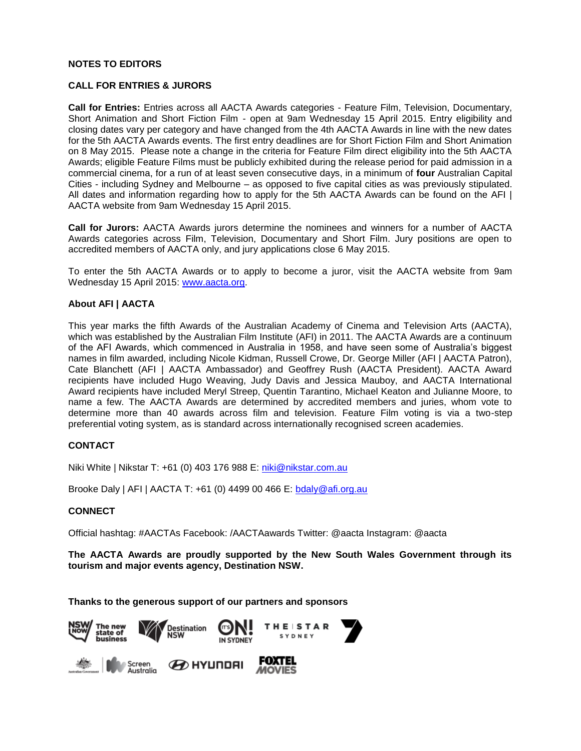**NOTES TO EDITORS**

**CALL FOR ENTRIES & JURORS**

**Call for Entries:** Entries across all AACTA Awards categories - Feature Film, Television, Documentary, Short Animation and Short Fiction Film - open at 9am Wednesday 15 April 2015. Entry eligibility and closing dates vary per category and have changed from the 4th AACTA Awards in line with the new dates for the 5th AACTA Awards events. The first entry deadlines are for Short Fiction Film and Short Animation on 8 May 2015. Please note a change in the criteria for Feature Film direct eligibility into the 5th AACTA Awards; eligible Feature Films must be publicly exhibited during the release period for paid admission in a commercial cinema, for a run of at least seven consecutive days, in a minimum of **four** Australian Capital Cities - including Sydney and Melbourne – as opposed to five capital cities as was previously stipulated. All dates and information regarding how to apply for the 5th AACTA Awards can be found on the AFI | AACTA website from 9am Wednesday 15 April 2015.

**Call for Jurors:** AACTA Awards jurors determine the nominees and winners for a number of AACTA Awards categories across Film, Television, Documentary and Short Film. Jury positions are open to accredited members of AACTA only, and jury applications close 6 May 2015.

To enter the 5th AACTA Awards or to apply to become a juror, visit the AACTA website from 9am Wednesday 15 April 2015: www.aacta.org.

**About AFI | AACTA**

This year marks the fifth Awards of the Australian Academy of Cinema and Television Arts (AACTA), which was established by the Australian Film Institute (AFI) in 2011. The AACTA Awards are a continuum of the AFI Awards, which commenced in Australia in 1958, and have seen some of Australia's biggest names in film awarded, including Nicole Kidman, Russell Crowe, Dr. George Miller (AFI | AACTA Patron), Cate Blanchett (AFI | AACTA Ambassador) and Geoffrey Rush (AACTA President). AACTA Award recipients have included Hugo Weaving, Judy Davis and Jessica Mauboy, and AACTA International Award recipients have included Meryl Streep, Quentin Tarantino, Michael Keaton and Julianne Moore, to name a few. The AACTA Awards are determined by accredited members and juries, whom vote to determine more than 40 awards across film and television. Feature Film voting is via a two-step preferential voting system, as is standard across internationally recognised screen academies.

**CONTACT**

Niki White | Nikstar T: +61 (0) 403 176 988 E: niki@nikstar.com.au

Brooke Daly | AFI | AACTA T: +61 (0) 4499 00 466 E: bdaly@afi.org.au

**CONNECT**

Official hashtag: #AACTAs Facebook: /AACTAawards Twitter: @aacta Instagram: @aacta

**The AACTA Awards are proudly supported by the New South Wales Government through its tourism and major events agency, Destination NSW.**

**Thanks to the generous support of our partners and sponsors**